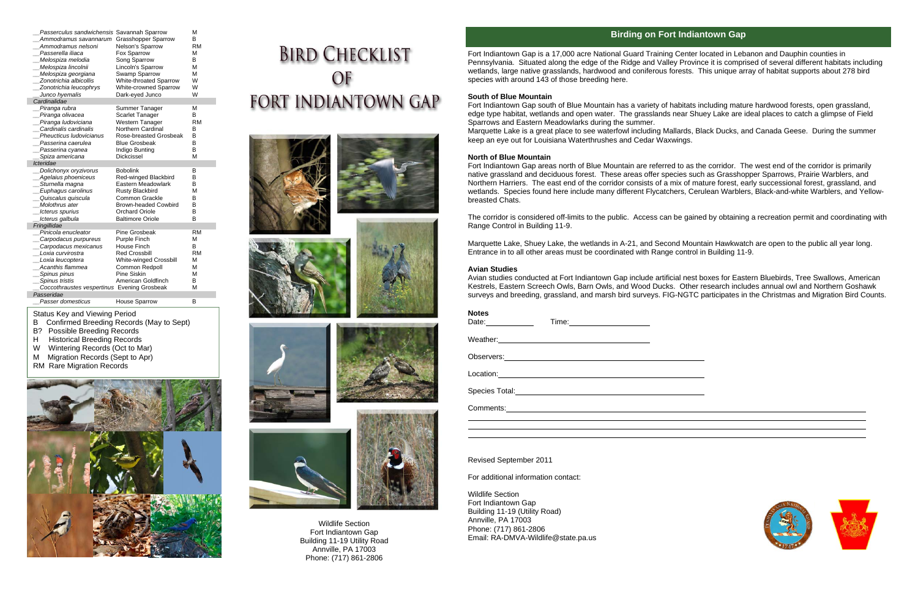| Scientific Name | Common Name | Status |
|---|---|---|
| __*Passerculus sandwichensis* | Savannah Sparrow | M |
| __*Ammodramus savannarum* | Grasshopper Sparrow | B |
| __*Ammodramus nelsoni* | Nelson's Sparrow | RM |
| __*Passerella iliaca* | Fox Sparrow | M |
| __*Melospiza melodia* | Song Sparrow | B |
| __*Melospiza lincolnii* | Lincoln's Sparrow | M |
| __*Melospiza georgiana* | Swamp Sparrow | M |
| __*Zonotrichia albicollis* | White-throated Sparrow | W |
| __*Zonotrichia leucophrys* | White-crowned Sparrow | W |
| __*Junco hyemalis* | Dark-eyed Junco | W |
| *Cardinalidae* | | |
| __*Piranga rubra* | Summer Tanager | M |
| __*Piranga olivacea* | Scarlet Tanager | B |
| __*Piranga ludoviciana* | Western Tanager | RM |
| __*Cardinalis cardinalis* | Northern Cardinal | B |
| __*Pheucticus ludovicianus* | Rose-breasted Grosbeak | B |
| __*Passerina caerulea* | Blue Grosbeak | B |
| __*Passerina cyanea* | Indigo Bunting | B |
| __*Spiza americana* | Dickcissel | M |
| *Icteridae* | | |
| __*Dolichonyx oryzivorus* | Bobolink | B |
| __*Agelaius phoeniceus* | Red-winged Blackbird | B |
| __*Sturnella magna* | Eastern Meadowlark | B |
| __*Euphagus carolinus* | Rusty Blackbird | M |
| __*Quiscalus quiscula* | Common Grackle | B |
| __*Molothrus ater* | Brown-headed Cowbird | B |
| __*Icterus spurius* | Orchard Oriole | B |
| __*Icterus galbula* | Baltimore Oriole | B |
| *Fringillidae* | | |
| __*Pinicola enucleator* | Pine Grosbeak | RM |
| __*Carpodacus purpureus* | Purple Finch | M |
| __*Carpodacus mexicanus* | House Finch | B |
| __*Loxia curvirostra* | Red Crossbill | RM |
| __*Loxia leucoptera* | White-winged Crossbill | M |
| __*Acanthis flammea* | Common Redpoll | M |
| __*Spinus pinus* | Pine Siskin | M |
| __*Spinus tristis* | American Goldfinch | B |
| __*Coccothraustes vespertinus* | Evening Grosbeak | M |
| *Passeridae* | | |
| __*Passer domesticus* | House Sparrow | B |

**Status Key and Viewing Period**

- B Confirmed Breeding Records (May to Sept)
- B? Possible Breeding Records
- H Historical Breeding Records
- W Wintering Records (Oct to Mar)
- M Migration Records (Sept to Apr)
- RM Rare Migration Records

# BIRD CHECKLIST OF FORT INDIANTOWN GAP

Wildlife Section
Fort Indiantown Gap
Building 11-19 Utility Road
Annville, PA 17003
Phone: (717) 861-2806

## Birding on Fort Indiantown Gap

Fort Indiantown Gap is a 17,000 acre National Guard Training Center located in Lebanon and Dauphin counties in Pennsylvania. Situated along the edge of the Ridge and Valley Province it is comprised of several different habitats including wetlands, large native grasslands, hardwood and coniferous forests. This unique array of habitat supports about 278 bird species with around 143 of those breeding here.

### South of Blue Mountain

Fort Indiantown Gap south of Blue Mountain has a variety of habitats including mature hardwood forests, open grassland, edge type habitat, wetlands and open water. The grasslands near Shuey Lake are ideal places to catch a glimpse of Field Sparrows and Eastern Meadowlarks during the summer.

Marquette Lake is a great place to see waterfowl including Mallards, Black Ducks, and Canada Geese. During the summer keep an eye out for Louisiana Waterthrushes and Cedar Waxwings.

### North of Blue Mountain

Fort Indiantown Gap areas north of Blue Mountain are referred to as the corridor. The west end of the corridor is primarily native grassland and deciduous forest. These areas offer species such as Grasshopper Sparrows, Prairie Warblers, and Northern Harriers. The east end of the corridor consists of a mix of mature forest, early successional forest, grassland, and wetlands. Species found here include many different Flycatchers, Cerulean Warblers, Black-and-white Warblers, and Yellow-breasted Chats.

The corridor is considered off-limits to the public. Access can be gained by obtaining a recreation permit and coordinating with Range Control in Building 11-9.

Marquette Lake, Shuey Lake, the wetlands in A-21, and Second Mountain Hawkwatch are open to the public all year long. Entrance in to all other areas must be coordinated with Range control in Building 11-9.

### Avian Studies

Avian studies conducted at Fort Indiantown Gap include artificial nest boxes for Eastern Bluebirds, Tree Swallows, American Kestrels, Eastern Screech Owls, Barn Owls, and Wood Ducks. Other research includes annual owl and Northern Goshawk surveys and breeding, grassland, and marsh bird surveys. FIG-NGTC participates in the Christmas and Migration Bird Counts.

### Notes

Date: __________ Time: __________________

Weather: ______________________________

Observers: ______________________________

Location: ______________________________

Species Total: ______________________________

Comments: ______________________________

Revised September 2011

For additional information contact:

Wildlife Section
Fort Indiantown Gap
Building 11-19 (Utility Road)
Annville, PA 17003
Phone: (717) 861-2806
Email: RA-DMVA-Wildlife@state.pa.us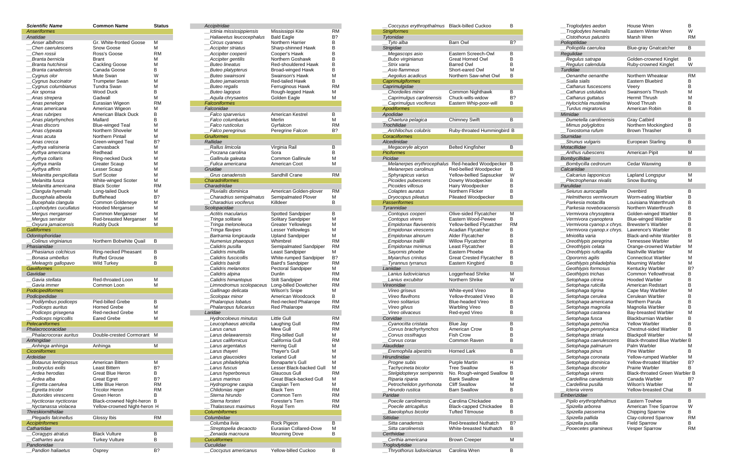| Scientific Name | Common Name | Status |
|---|---|---|
| *Anseriformes* | | |
| *Anatidae* | | |
| __*Anser albifrons* | Gr. White-fronted Goose | M |
| __*Chen caerulescens* | Snow Goose | M |
| __*Chen rossii* | Ross's Goose | RM |
| __*Branta bernicla* | Brant | M |
| __*Branta hutchinsii* | Cackling Goose | M |
| __*Branta canadensis* | Canada Goose | B |
| __*Cygnus olor* | Mute Swan | W |
| __*Cygnus buccinator* | Trumpeter Swan | M |
| __*Cygnus columbianus* | Tundra Swan | M |
| __*Aix sponsa* | Wood Duck | B |
| __*Anas strepera* | Gadwall | M |
| __*Anas penelope* | Eurasian Wigeon | RM |
| __*Anas americana* | American Wigeon | M |
| __*Anas rubripes* | American Black Duck | B |
| __*Anas platyrhynchos* | Mallard | B |
| __*Anas discors* | Blue-winged Teal | M |
| __*Anas clypeata* | Northern Shoveler | M |
| __*Anas acuta* | Northern Pintail | M |
| __*Anas crecca* | Green-winged Teal | B? |
| __*Aythya valisineria* | Canvasback | M |
| __*Aythya americana* | Redhead | M |
| __*Aythya collaris* | Ring-necked Duck | M |
| __*Aythya marila* | Greater Scaup | M |
| __*Aythya affinis* | Lesser Scaup | M |
| __*Melanitta perspicillata* | Surf Scoter | M |
| __*Melanitta fusca* | White-winged Scoter | M |
| __*Melanitta americana* | Black Scoter | RM |
| __*Clangula hyemalis* | Long-tailed Duck | M |
| __*Bucephala albeola* | Bufflehead | B? |
| __*Bucephala clangula* | Common Goldeneye | M |
| __*Lophodytes cucullatus* | Hooded Merganser | M |
| __*Mergus merganser* | Common Merganser | M |
| __*Mergus serrator* | Red-breasted Merganser | M |
| __*Oxyura jamaicensis* | Ruddy Duck | M |
| *Galliformes* | | |
| *Odontophoridae* | | |
| __*Colinus virginianus* | Northern Bobwhite Quail | B |
| *Phasianidae* | | |
| __*Phasianus colchicus* | Ring-necked Pheasant | B |
| __*Bonasa umbellus* | Ruffed Grouse | B |
| __*Meleagris gallopavo* | Wild Turkey | B |
| *Gaviiformes* | | |
| *Gaviidae* | | |
| __*Gavia stellata* | Red-throated Loon | M |
| __*Gavia immer* | Common Loon | M |
| *Podicipediformes* | | |
| *Podicipedidae* | | |
| __*Podilymbus podiceps* | Pied-billed Grebe | B |
| __*Podiceps auritus* | Horned Grebe | M |
| __*Podiceps grisegena* | Red-necked Grebe | M |
| __*Podiceps nigricollis* | Eared Grebe | M |
| *Pelecaniformes* | | |
| *Phalacrocoracidae* | | |
| __*Phalacrocorax auritus* | Double-crested Cormorant | M |
| *Anhingidae* | | |
| __*Anhinga anhinga* | Anhinga | M |
| *Ciconiiformes* | | |
| *Ardeidae* | | |
| __*Botaurus lentiginosus* | American Bittern | M |
| __*Ixobrychus exilis* | Least Bittern | B? |
| __*Ardea herodias* | Great Blue Heron | B |
| __*Ardea alba* | Great Egret | B? |
| __*Egretta caerulea* | Little Blue Heron | RM |
| __*Egretta tricolor* | Tricolor Heron | RM |
| __*Butorides virescens* | Green Heron | B |
| __*Nycticorax nycticorax* | Black-crowned Night-heron | B |
| __*Nyctanassa violacea* | Yellow-crowned Night-heron | H |
| *Threskiornithidae* | | |
| __*Plegadis falcinellus* | Glossy Ibis | RM |
| *Accipitriformes* | | |
| *Cathartidae* | | |
| __*Coragyps atratus* | Black Vulture | B |
| __*Cathartes aura* | Turkey Vulture | B |
| *Pandionidae* | | |
| __*Pandion haliaetus* | Osprey | B? |
| *Accipitridae* | | |
| __*Ictinia mississippiensis* | Mississippi Kite | RM |
| __*Haliaeetus leucocephalus* | Bald Eagle | B? |
| __*Circus cyaneus* | Northern Harrier | B |
| __*Accipiter striatus* | Sharp-shinned Hawk | B |
| __*Accipiter cooperii* | Cooper's Hawk | B |
| __*Accipiter gentilis* | Northern Goshawk | B |
| __*Buteo lineatus* | Red-shouldered Hawk | B |
| __*Buteo platypterus* | Broad-winged Hawk | B |
| __*Buteo swainsoni* | Swainson's Hawk | M |
| __*Buteo jamaicensis* | Red-tailed Hawk | B |
| __*Buteo regalis* | Ferruginous Hawk | RM |
| __*Buteo lagopus* | Rough-legged Hawk | M |
| __*Aquila chrysaetos* | Golden Eagle | M |
| *Falconiformes* | | |
| *Falconidae* | | |
| __*Falco sparverius* | American Kestrel | B |
| __*Falco columbarius* | Merlin | M |
| __*Falco rusticolus* | Gyrfalcon | RM |
| __*Falco peregrinus* | Peregrine Falcon | B? |
| *Gruiformes* | | |
| *Rallidae* | | |
| __*Rallus limicola* | Virginia Rail | B |
| __*Porzana carolina* | Sora | B |
| __*Gallinula galeata* | Common Gallinule | M |
| __*Fulica americana* | American Coot | M |
| *Gruidae* | | |
| __*Grus canadensis* | Sandhill Crane | RM |
| *Charadriiformes* | | |
| *Charadriidae* | | |
| __*Pluvialis dominica* | American Golden-plover | RM |
| __*Charadrius semipalmatus* | Semipalmated Plover | M |
| __*Charadrius vociferus* | Killdeer | B |
| *Scolopacidae* | | |
| __*Actitis macularius* | Spotted Sandpiper | B |
| __*Tringa solitaria* | Solitary Sandpiper | M |
| __*Tringa melanoleuca* | Greater Yellowlegs | M |
| __*Tringa flavipes* | Lesser Yellowlegs | M |
| __*Bartramia longicauda* | Upland Sandpiper | M |
| __*Numenius phaeopus* | Whimbrel | RM |
| __*Calidris pusilla* | Semipalmated Sandpiper | RM |
| __*Calidris minutilla* | Least Sandpiper | M |
| __*Calidris fuscicollis* | White-rumped Sandpiper | B? |
| __*Calidris bairdii* | Baird's Sandpiper | RM |
| __*Calidris melanotos* | Pectoral Sandpiper | M |
| __*Calidris alpina* | Dunlin | RM |
| __*Calidris himantopus* | Stilt Sandpiper | RM |
| __*Limnodromus scolopaceus* | Long-billed Dowitcher | RM |
| __*Gallinago delicata* | Wilson's Snipe | M |
| __*Scolopax minor* | American Woodcock | B |
| __*Phalaropus lobatus* | Red-necked Phalarope | RM |
| __*Phalaropus fulicarius* | Red Phalarope | RM |
| *Laridae* | | |
| __*Hydrocoloeus minutus* | Little Gull | RM |
| __*Leucophaeus atricilla* | Laughing Gull | RM |
| __*Larus canus* | Mew Gull | RM |
| __*Larus delawarensis* | Ring-billed Gull | M |
| __*Larus californicus* | California Gull | RM |
| __*Larus argentatus* | Herring Gull | M |
| __*Larus thayeri* | Thayer's Gull | M |
| __*Larus glaucoides* | Iceland Gull | M |
| __*Larus philadelphia* | Bonaparte's Gull | M |
| __*Larus fuscus* | Lesser Black-backed Gull | M |
| __*Larus hyperboreus* | Glaucous Gull | RM |
| __*Larus marinus* | Great Black-backed Gull | M |
| __*Hydroprogne caspia* | Caspian Tern | M |
| __*Chlidonias niger* | Black Tern | RM |
| __*Sterna hirundo* | Common Tern | RM |
| __*Sterna forsteri* | Forester's Tern | RM |
| __*Thalasseus maximus* | Royal Tern | RM |
| *Columbiformes* | | |
| *Columbidae* | | |
| __*Columba livia* | Rock Pigeon | B |
| __*Streptopelia decaocto* | Eurasian Collared-Dove | M |
| __*Zenaida macroura* | Mourning Dove | B |
| *Cuculiformes* | | |
| *Cuculidae* | | |
| __*Coccyzus americanus* | Yellow-billed Cuckoo | B |
| __*Coccyzus erythropthalmus* | Black-billed Cuckoo | B |
| *Strigiformes* | | |
| *Tytonidae* | | |
| __*Tyto alba* | Barn Owl | B? |
| *Strigidae* | | |
| __*Megascops asio* | Eastern Screech-Owl | B |
| __*Bubo virginianus* | Great Horned Owl | B |
| __*Strix varia* | Barred Owl | B |
| __*Asio flammeus* | Short-eared Owl | M |
| __*Aegolius acadicus* | Northern Saw-whet Owl | B |
| *Caprimulgiformes* | | |
| *Caprimulgidae* | | |
| __*Chordeiles minor* | Common Nighthawk | B |
| __*Caprimulgus carolinensis* | Chuck-wills-widow | B? |
| __*Caprimulgus vociferus* | Eastern Whip-poor-will | B |
| *Apodiformes* | | |
| *Apodidae* | | |
| __*Chaetura pelagica* | Chimney Swift | B |
| *Trochilidae* | | |
| __*Archilochus colubris* | Ruby-throated Hummingbird | B |
| *Coraciiformes* | | |
| *Alcedinidae* | | |
| __*Megaceryle alcyon* | Belted Kingfisher | B |
| *Piciformes* | | |
| *Picidae* | | |
| __*Melanerpes erythrocephalus* | Red-headed Woodpecker | B |
| __*Melanerpes carolinus* | Red-bellied Woodpecker | B |
| __*Sphyrapicus varius* | Yellow-bellied Sapsucker | W |
| __*Picoides pubescens* | Downy Woodpecker | B |
| __*Picoides villosus* | Hairy Woodpecker | B |
| __*Colaptes auratus* | Northern Flicker | B |
| __*Dryocopus pileatus* | Pileated Woodpecker | B |
| *Passeriformes* | | |
| *Tyrannidae* | | |
| __*Contopus cooperi* | Olive-sided Flycatcher | M |
| __*Contopus virens* | Eastern Wood-Pewee | B |
| __*Empidonax flaviventris* | Yellow-bellied Flycatcher | RM |
| __*Empidonax virescens* | Acadian Flycatcher | B |
| __*Empidonax alnorum* | Alder Flycatcher | B |
| __*Empidonax traillii* | Willow Flycatcher | B |
| __*Empidonax minimus* | Least Flycatcher | B |
| __*Sayornis phoebe* | Eastern Phoebe | B |
| __*Myiarchus crinitus* | Great Crested Flycatcher | B |
| __*Tyrannus tyrannus* | Eastern Kingbird | B |
| *Laniidae* | | |
| __*Lanius ludovicianus* | Loggerhead Shrike | M |
| __*Lanius excubitor* | Northern Shrike | W |
| *Vireonidae* | | |
| __*Vireo griseus* | White-eyed Vireo | B |
| __*Vireo flavifrons* | Yellow-throated Vireo | B |
| __*Vireo solitarius* | Blue-headed Vireo | B |
| __*Vireo gilvus* | Warbling Vireo | B |
| __*Vireo olivaceus* | Red-eyed Vireo | B |
| *Corvidae* | | |
| __*Cyanocitta cristata* | Blue Jay | B |
| __*Corvus brachyrhynchos* | American Crow | B |
| __*Corvus ossifragus* | Fish Crow | B |
| __*Corvus corax* | Common Raven | B |
| *Alaudidae* | | |
| __*Eremophila alpestris* | Horned Lark | B |
| *Hirundinidae* | | |
| __*Progne subis* | Purple Martin | H |
| __*Tachycineta bicolor* | Tree Swallow | B |
| __*Stelgidopteryx serripennis* | No. Rough-winged Swallow | B |
| __*Riparia riparia* | Bank Swallow | M |
| __*Petrochelidon pyrrhonota* | Cliff Swallow | M |
| __*Hirundo rustica* | Barn Swallow | B |
| *Paridae* | | |
| __*Poecile carolinensis* | Carolina Chickadee | B |
| __*Poecile atricapillus* | Black-capped Chickadee | B |
| __*Baeolophus bicolor* | Tufted Titmouse | B |
| *Sittidae* | | |
| __*Sitta canadensis* | Red-breasted Nuthatch | B? |
| __*Sitta carolinensis* | White-breasted Nuthatch | B |
| *Certhiidae* | | |
| __*Certhia americana* | Brown Creeper | M |
| *Troglodytidae* | | |
| __*Thryothorus ludovicianus* | Carolina Wren | B |
| __*Troglodytes aedon* | House Wren | B |
| __*Troglodytes hiemalis* | Eastern Winter Wren | W |
| __*Cistothorus palustris* | Marsh Wren | RM |
| *Polioptilidae* | | |
| __*Polioptila caerulea* | Blue-gray Gnatcatcher | B |
| *Regulidae* | | |
| __*Regulus satrapa* | Golden-crowned Kinglet | B |
| __*Regulus calendula* | Ruby-crowned Kinglet | W |
| *Turdidae* | | |
| __*Oenanthe oenanthe* | Northern Wheatear | RM |
| __*Sialia sialis* | Eastern Bluebird | B |
| __*Catharus fuscescens* | Veery | B |
| __*Catharus ustulatus* | Swainson's Thrush | M |
| __*Catharus guttatus* | Hermit Thrush | M |
| __*Hylocichla mustelina* | Wood Thrush | B |
| __*Turdus migratorius* | American Robin | B |
| *Mimidae* | | |
| __*Dumetella carolinensis* | Gray Catbird | B |
| __*Mimus polyglottos* | Northern Mockingbird | B |
| __*Toxostoma rufum* | Brown Thrasher | B |
| *Sturnidae* | | |
| __*Strunus vulgaris* | European Starling | B |
| *Motacillidae* | | |
| __*Anthus rubescens* | American Pipit | M |
| *Bombycillidae* | | |
| __*Bombycilla cedrorum* | Cedar Waxwing | B |
| *Calcariidae* | | |
| __*Calcarius lapponicus* | Lapland Longspur | M |
| __*Plectrophenax nivalis* | Snow Bunting | M |
| *Parulidae* | | |
| __*Seiurus aurocapilla* | Ovenbird | B |
| __*Helmitheros vermivorum* | Worm-eating Warbler | B |
| __*Parkesia motacilla* | Louisiana Waterthrush | B |
| __*Parkesia noveboracensis* | Northern Waterthrush | B |
| __*Vermivora chrysoptera* | Golden-winged Warbler | B |
| __*Vermivora cyanoptera* | Blue-winged Warbler | B |
| __*Vermivora cyanop.x chrys.* | Brewster's Warbler | B |
| __*Vermivora cyanop.x chrys.* | Lawrence's Warbler | B |
| __*Mniotilta varia* | Black-and-white Warbler | B |
| __*Oreothlypis peregrina* | Tennessee Warbler | M |
| __*Oreothlypis celata* | Orange-crowned Warbler | M |
| __*Oreothlypis ruficapilla* | Nashville Warbler | M |
| __*Oporornis agilis* | Connecticut Warbler | M |
| __*Geothlypis philadelphia* | Mourning Warbler | M |
| __*Geothlypis formosus* | Kentucky Warbler | B? |
| __*Geothlypis trichas* | Common Yellowthroat | B |
| __*Setophaga citrina* | Hooded Warbler | B |
| __*Setophaga ruticilla* | American Redstart | B |
| __*Setophaga tigrina* | Cape May Warbler | M |
| __*Setophaga cerulea* | Cerulean Warbler | B |
| __*Setophaga americana* | Northern Parula | B |
| __*Setophaga magnolia* | Magnolia Warbler | B |
| __*Setophaga castanea* | Bay-breasted Warbler | M |
| __*Setophaga fusca* | Blackburnian Warbler | B |
| __*Setophaga petechia* | Yellow Warbler | B |
| __*Setophaga pensylvanica* | Chestnut-sided Warbler | B |
| __*Setophaga striata* | Blackpoll Warbler | M |
| __*Setophaga caerulescens* | Black-throated Blue Warbler | B |
| __*Setophaga palmarum* | Palm Warbler | M |
| __*Setophaga pinus* | Pine Warbler | B |
| __*Setophaga coronata* | Yellow-rumped Warbler | M |
| __*Setophaga dominica* | Yellow-throated Warbler | B? |
| __*Setophaga discolor* | Prairie Warbler | B |
| __*Setophaga virens* | Black-throated Green Warbler | B |
| __*Cardellina canadensis* | Canada Warbler | B? |
| __*Cardellina pusilla* | Wilson's Warbler | M |
| __*Icteria virens* | Yellow-breasted Chat | B |
| *Emberizidae* | | |
| __*Pipilo erythrophthalmus* | Eastern Towhee | B |
| __*Spizella arborea* | American Tree Sparrow | W |
| __*Spizella passerina* | Chipping Sparrow | B |
| __*Spizella pallida* | Clay-colored Sparrow | RM |
| __*Spizella pusilla* | Field Sparrow | B |
| __*Pooecetes gramineus* | Vesper Sparrow | RM |